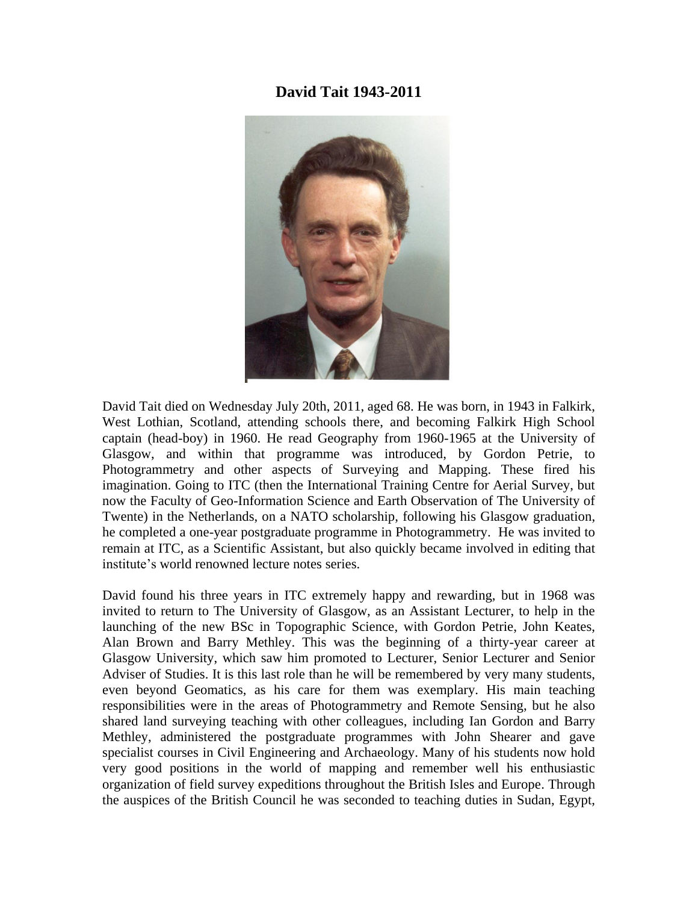# David Tait 1943-2011

David Tait died on Wednesday July 20th, 2011, aged 68. He was born, in 1943 in Falkirk, West Lothian, Scotland, attending schools there, and becoming Falkirk High School captain (head-boy) in 1960. He read Geography from 1960-1965 at the University of Glasgow, and within that programme was introduced, by Gordon Petrie, to Photogrammetry and other aspects of Surveying and Mapping. These fired his imagination. Going to ITC (then the International Training Centre for Aerial Survey, but now the Faculty of Geo-Information Science and Earth Observation of The University of Twente) in the Netherlands, on a NATO scholarship, following his Glasgow graduation, he completed a one-year postgraduate programme in Photogrammetry. He was invited to remain at ITC, as a Scientific Assistant, but also quickly became involved in editing that institute's world renowned lecture notes series.

David found his three years in ITC extremely happy and rewarding, but in 1968 was invited to return to The University of Glasgow, as an Assistant Lecturer, to help in the launching of the new BSc in Topographic Science, with Gordon Petrie, John Keates, Alan Brown and Barry Methley. This was the beginning of a thirty-year career at Glasgow University, which saw him promoted to Lecturer, Senior Lecturer and Senior Adviser of Studies. It is this last role than he will be remembered by very many students, even beyond Geomatics, as his care for them was exemplary. His main teaching responsibilities were in the areas of Photogrammetry and Remote Sensing, but he also shared land surveying teaching with other colleagues, including Ian Gordon and Barry Methley, administered the postgraduate programmes with John Shearer and gave specialist courses in Civil Engineering and Archaeology. Many of his students now hold very good positions in the world of mapping and remember well his enthusiastic organization of field survey expeditions throughout the British Isles and Europe. Through the auspices of the British Council he was seconded to teaching duties in Sudan, Egypt,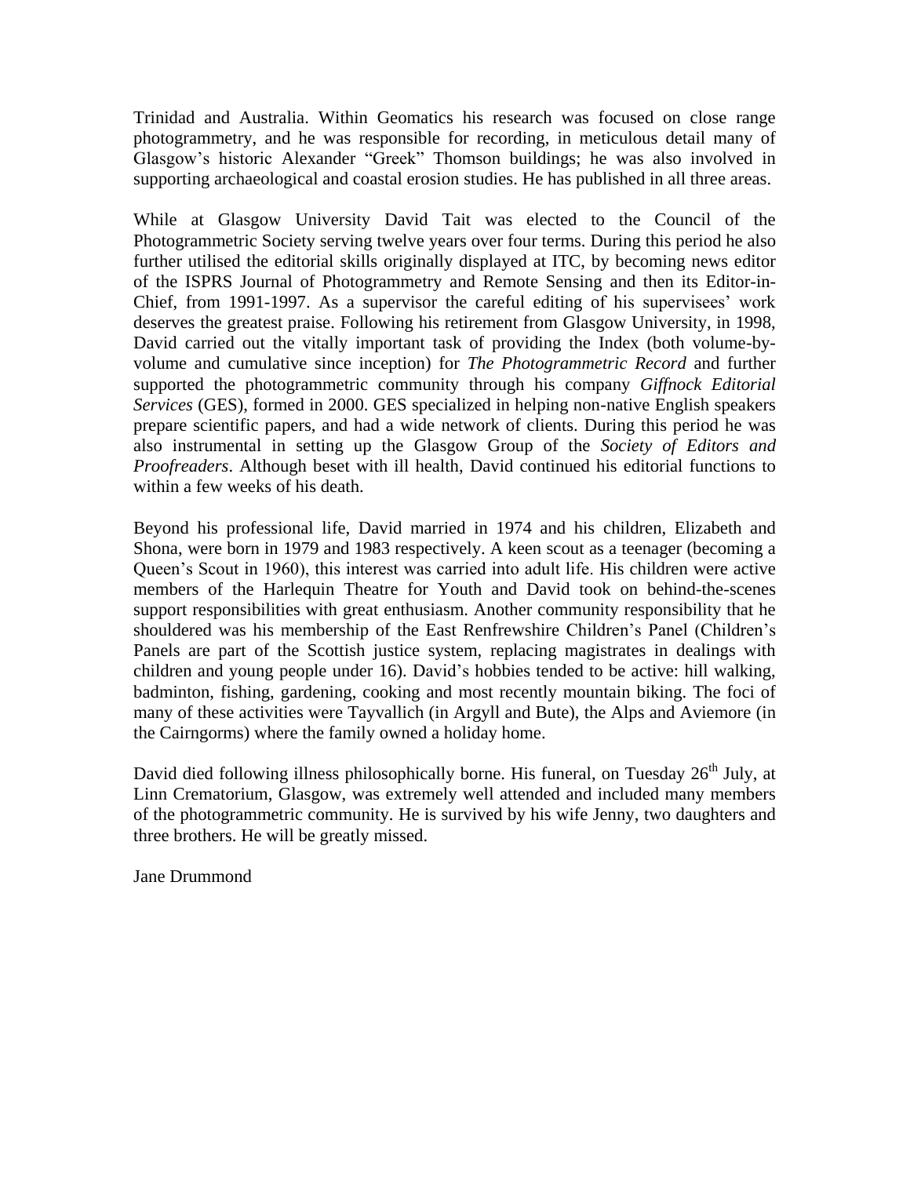Trinidad and Australia. Within Geomatics his research was focused on close range photogrammetry, and he was responsible for recording, in meticulous detail many of Glasgow's historic Alexander "Greek" Thomson buildings; he was also involved in supporting archaeological and coastal erosion studies. He has published in all three areas.

While at Glasgow University David Tait was elected to the Council of the Photogrammetric Society serving twelve years over four terms. During this period he also further utilised the editorial skills originally displayed at ITC, by becoming news editor of the ISPRS Journal of Photogrammetry and Remote Sensing and then its Editor-in-Chief, from 1991-1997. As a supervisor the careful editing of his supervisees' work deserves the greatest praise. Following his retirement from Glasgow University, in 1998, David carried out the vitally important task of providing the Index (both volume-by-volume and cumulative since inception) for *The Photogrammetric Record* and further supported the photogrammetric community through his company *Giffnock Editorial Services* (GES), formed in 2000. GES specialized in helping non-native English speakers prepare scientific papers, and had a wide network of clients. During this period he was also instrumental in setting up the Glasgow Group of the *Society of Editors and Proofreaders*. Although beset with ill health, David continued his editorial functions to within a few weeks of his death.

Beyond his professional life, David married in 1974 and his children, Elizabeth and Shona, were born in 1979 and 1983 respectively. A keen scout as a teenager (becoming a Queen's Scout in 1960), this interest was carried into adult life. His children were active members of the Harlequin Theatre for Youth and David took on behind-the-scenes support responsibilities with great enthusiasm. Another community responsibility that he shouldered was his membership of the East Renfrewshire Children's Panel (Children's Panels are part of the Scottish justice system, replacing magistrates in dealings with children and young people under 16). David's hobbies tended to be active: hill walking, badminton, fishing, gardening, cooking and most recently mountain biking. The foci of many of these activities were Tayvallich (in Argyll and Bute), the Alps and Aviemore (in the Cairngorms) where the family owned a holiday home.

David died following illness philosophically borne. His funeral, on Tuesday 26th July, at Linn Crematorium, Glasgow, was extremely well attended and included many members of the photogrammetric community. He is survived by his wife Jenny, two daughters and three brothers. He will be greatly missed.

Jane Drummond